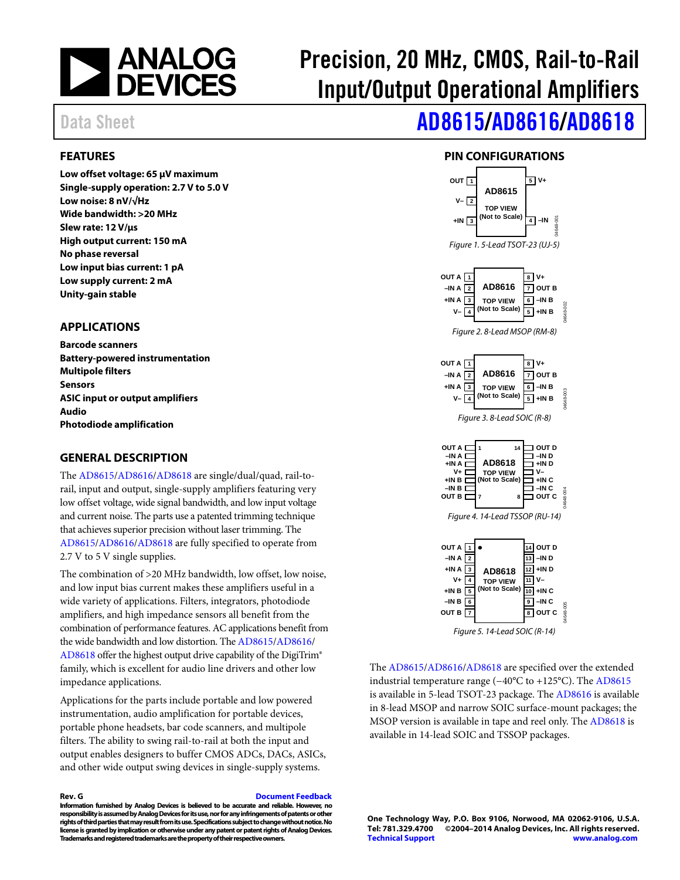# Precision, 20 MHz, CMOS, Rail-to-Rail Input/Output Operational Amplifiers

Data Sheet

# AD8615/AD8616/AD8618

## FEATURES

**Low offset voltage: 65 μV maximum**
**Single-supply operation: 2.7 V to 5.0 V**
**Low noise: 8 nV/√Hz**
**Wide bandwidth: >20 MHz**
**Slew rate: 12 V/μs**
**High output current: 150 mA**
**No phase reversal**
**Low input bias current: 1 pA**
**Low supply current: 2 mA**
**Unity-gain stable**

## APPLICATIONS

**Barcode scanners**
**Battery-powered instrumentation**
**Multipole filters**
**Sensors**
**ASIC input or output amplifiers**
**Audio**
**Photodiode amplification**

## GENERAL DESCRIPTION

The AD8615/AD8616/AD8618 are single/dual/quad, rail-to-rail, input and output, single-supply amplifiers featuring very low offset voltage, wide signal bandwidth, and low input voltage and current noise. The parts use a patented trimming technique that achieves superior precision without laser trimming. The AD8615/AD8616/AD8618 are fully specified to operate from 2.7 V to 5 V single supplies.

The combination of >20 MHz bandwidth, low offset, low noise, and low input bias current makes these amplifiers useful in a wide variety of applications. Filters, integrators, photodiode amplifiers, and high impedance sensors all benefit from the combination of performance features. AC applications benefit from the wide bandwidth and low distortion. The AD8615/AD8616/AD8618 offer the highest output drive capability of the DigiTrim® family, which is excellent for audio line drivers and other low impedance applications.

Applications for the parts include portable and low powered instrumentation, audio amplification for portable devices, portable phone headsets, bar code scanners, and multipole filters. The ability to swing rail-to-rail at both the input and output enables designers to buffer CMOS ADCs, DACs, ASICs, and other wide output swing devices in single-supply systems.

## PIN CONFIGURATIONS

AD8615 TOP VIEW (Not to Scale): OUT 1, V– 2, +IN 3, –IN 4, V+ 5

Figure 1. 5-Lead TSOT-23 (UJ-5)

AD8616 TOP VIEW (Not to Scale): OUT A 1, –IN A 2, +IN A 3, V– 4, +IN B 5, –IN B 6, OUT B 7, V+ 8

Figure 2. 8-Lead MSOP (RM-8)

AD8616 TOP VIEW (Not to Scale): OUT A 1, –IN A 2, +IN A 3, V– 4, +IN B 5, –IN B 6, OUT B 7, V+ 8

Figure 3. 8-Lead SOIC (R-8)

AD8618 TOP VIEW (Not to Scale): OUT A 1, –IN A 2, +IN A 3, V+ 4, +IN B 5, –IN B 6, OUT B 7, OUT C 8, –IN C 9, +IN C 10, V– 11, +IN D 12, –IN D 13, OUT D 14

Figure 4. 14-Lead TSSOP (RU-14)

AD8618 TOP VIEW (Not to Scale): OUT A 1, –IN A 2, +IN A 3, V+ 4, +IN B 5, –IN B 6, OUT B 7, OUT C 8, –IN C 9, +IN C 10, V– 11, +IN D 12, –IN D 13, OUT D 14

Figure 5. 14-Lead SOIC (R-14)

The AD8615/AD8616/AD8618 are specified over the extended industrial temperature range (−40°C to +125°C). The AD8615 is available in 5-lead TSOT-23 package. The AD8616 is available in 8-lead MSOP and narrow SOIC surface-mount packages; the MSOP version is available in tape and reel only. The AD8618 is available in 14-lead SOIC and TSSOP packages.

**Rev. G** Document Feedback

**Information furnished by Analog Devices is believed to be accurate and reliable. However, no responsibility is assumed by Analog Devices for its use, nor for any infringements of patents or other rights of third parties that may result from its use. Specifications subject to change without notice. No license is granted by implication or otherwise under any patent or patent rights of Analog Devices. Trademarks and registered trademarks are the property of their respective owners.**

**One Technology Way, P.O. Box 9106, Norwood, MA 02062-9106, U.S.A.**
**Tel: 781.329.4700 ©2004–2014 Analog Devices, Inc. All rights reserved.**
**Technical Support www.analog.com**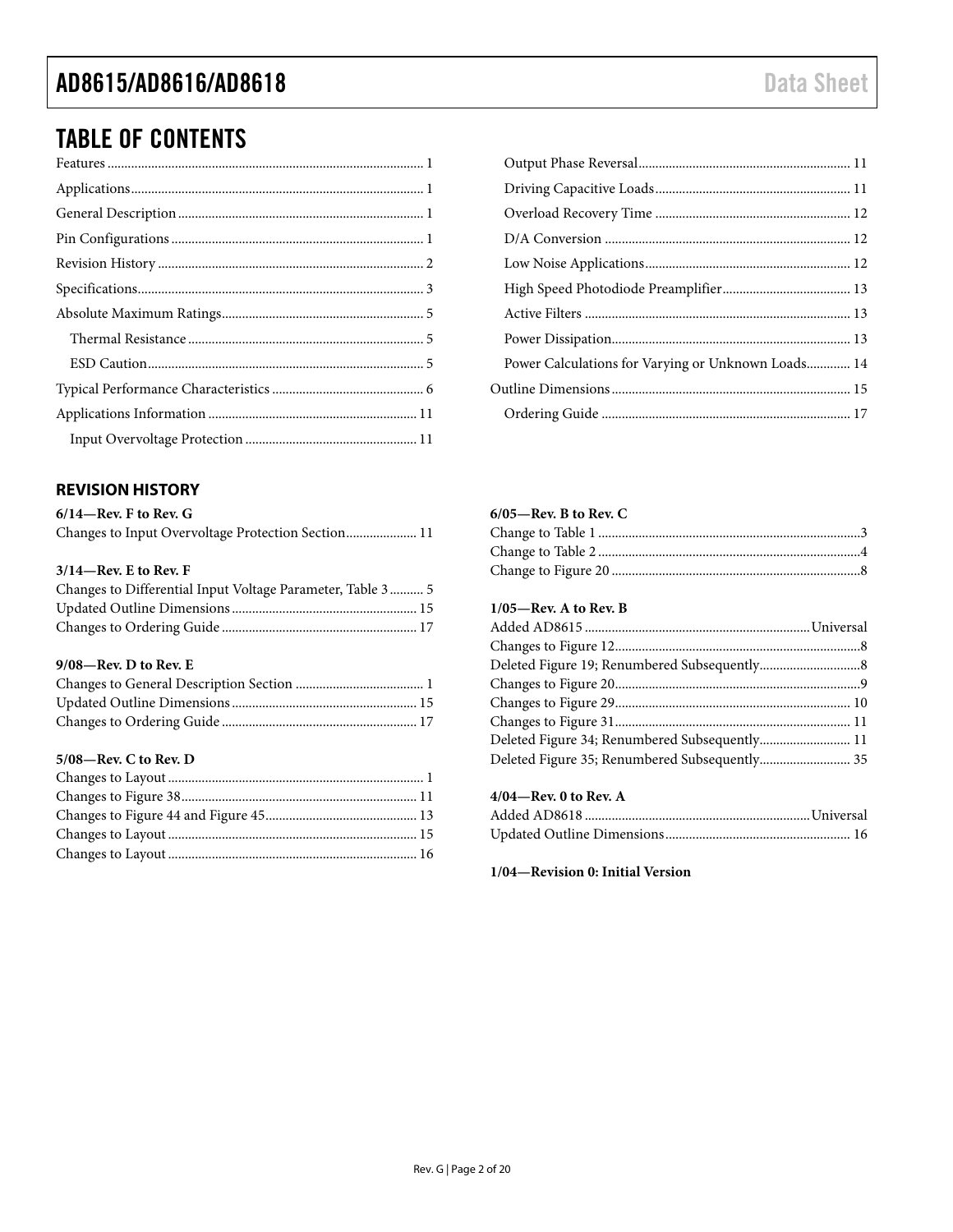## TABLE OF CONTENTS

Features ... 1
Applications ... 1
General Description ... 1
Pin Configurations ... 1
Revision History ... 2
Specifications ... 3
Absolute Maximum Ratings ... 5
- Thermal Resistance ... 5
- ESD Caution ... 5

Typical Performance Characteristics ... 6
Applications Information ... 11
- Input Overvoltage Protection ... 11
- Output Phase Reversal ... 11
- Driving Capacitive Loads ... 11
- Overload Recovery Time ... 12
- D/A Conversion ... 12
- Low Noise Applications ... 12
- High Speed Photodiode Preamplifier ... 13
- Active Filters ... 13
- Power Dissipation ... 13
- Power Calculations for Varying or Unknown Loads ... 14

Outline Dimensions ... 15
- Ordering Guide ... 17

### REVISION HISTORY

**6/14—Rev. F to Rev. G**

Changes to Input Overvoltage Protection Section ... 11

**3/14—Rev. E to Rev. F**

Changes to Differential Input Voltage Parameter, Table 3 ... 5
Updated Outline Dimensions ... 15
Changes to Ordering Guide ... 17

**9/08—Rev. D to Rev. E**

Changes to General Description Section ... 1
Updated Outline Dimensions ... 15
Changes to Ordering Guide ... 17

**5/08—Rev. C to Rev. D**

Changes to Layout ... 1
Changes to Figure 38 ... 11
Changes to Figure 44 and Figure 45 ... 13
Changes to Layout ... 15
Changes to Layout ... 16

**6/05—Rev. B to Rev. C**

Change to Table 1 ... 3
Change to Table 2 ... 4
Change to Figure 20 ... 8

**1/05—Rev. A to Rev. B**

Added AD8615 ... Universal
Changes to Figure 12 ... 8
Deleted Figure 19; Renumbered Subsequently ... 8
Changes to Figure 20 ... 9
Changes to Figure 29 ... 10
Changes to Figure 31 ... 11
Deleted Figure 34; Renumbered Subsequently ... 11
Deleted Figure 35; Renumbered Subsequently ... 35

**4/04—Rev. 0 to Rev. A**

Added AD8618 ... Universal
Updated Outline Dimensions ... 16

**1/04—Revision 0: Initial Version**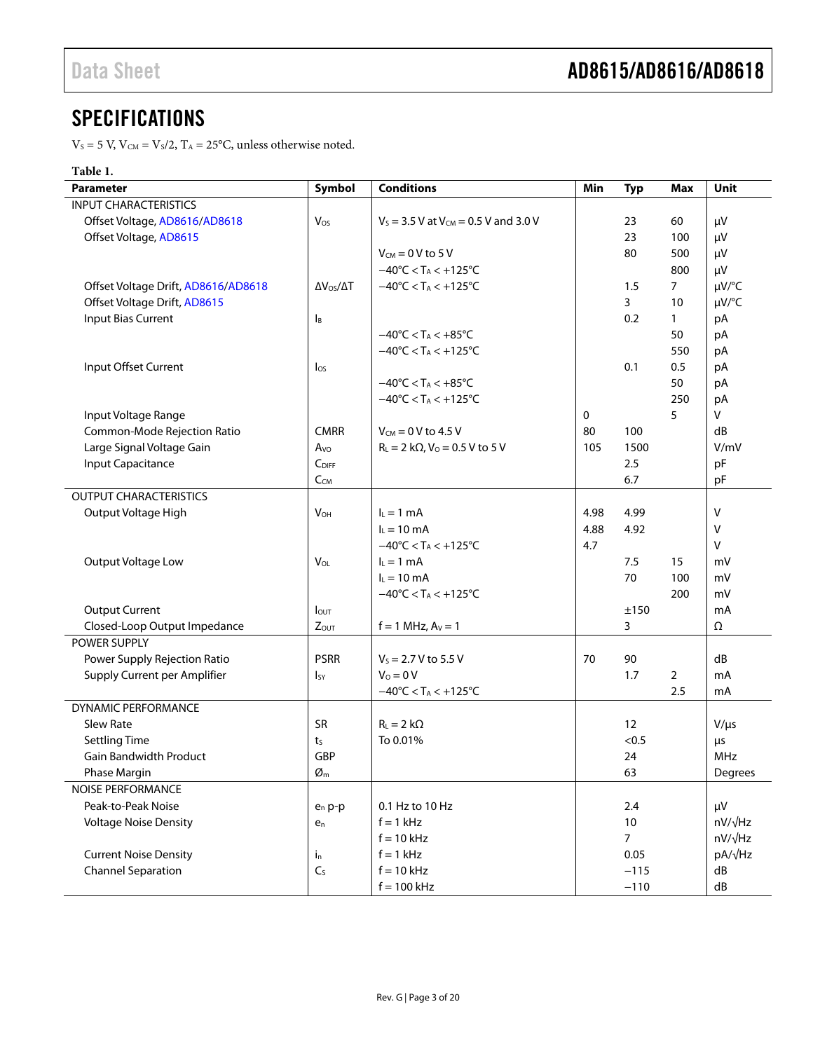# SPECIFICATIONS

$V_S$ = 5 V, $V_{CM}$ = $V_S$/2, $T_A$ = 25°C, unless otherwise noted.

**Table 1.**

| Parameter | Symbol | Conditions | Min | Typ | Max | Unit |
|---|---|---|---|---|---|---|
| INPUT CHARACTERISTICS | | | | | | |
| Offset Voltage, AD8616/AD8618 | $V_{OS}$ | $V_S$ = 3.5 V at $V_{CM}$ = 0.5 V and 3.0 V | | 23 | 60 | μV |
| Offset Voltage, AD8615 | | | | 23 | 100 | μV |
| | | $V_{CM}$ = 0 V to 5 V | | 80 | 500 | μV |
| | | −40°C < $T_A$ < +125°C | | | 800 | μV |
| Offset Voltage Drift, AD8616/AD8618 | $\Delta V_{OS}/\Delta T$ | −40°C < $T_A$ < +125°C | | 1.5 | 7 | μV/°C |
| Offset Voltage Drift, AD8615 | | | | 3 | 10 | μV/°C |
| Input Bias Current | $I_B$ | | | 0.2 | 1 | pA |
| | | −40°C < $T_A$ < +85°C | | | 50 | pA |
| | | −40°C < $T_A$ < +125°C | | | 550 | pA |
| Input Offset Current | $I_{OS}$ | | | 0.1 | 0.5 | pA |
| | | −40°C < $T_A$ < +85°C | | | 50 | pA |
| | | −40°C < $T_A$ < +125°C | | | 250 | pA |
| Input Voltage Range | | | 0 | | 5 | V |
| Common-Mode Rejection Ratio | CMRR | $V_{CM}$ = 0 V to 4.5 V | 80 | 100 | | dB |
| Large Signal Voltage Gain | $A_{VO}$ | $R_L$ = 2 kΩ, $V_O$ = 0.5 V to 5 V | 105 | 1500 | | V/mV |
| Input Capacitance | $C_{DIFF}$ | | | 2.5 | | pF |
| | $C_{CM}$ | | | 6.7 | | pF |
| OUTPUT CHARACTERISTICS | | | | | | |
| Output Voltage High | $V_{OH}$ | $I_L$ = 1 mA | 4.98 | 4.99 | | V |
| | | $I_L$ = 10 mA | 4.88 | 4.92 | | V |
| | | −40°C < $T_A$ < +125°C | 4.7 | | | V |
| Output Voltage Low | $V_{OL}$ | $I_L$ = 1 mA | | 7.5 | 15 | mV |
| | | $I_L$ = 10 mA | | 70 | 100 | mV |
| | | −40°C < $T_A$ < +125°C | | | 200 | mV |
| Output Current | $I_{OUT}$ | | | ±150 | | mA |
| Closed-Loop Output Impedance | $Z_{OUT}$ | f = 1 MHz, $A_V$ = 1 | | 3 | | Ω |
| POWER SUPPLY | | | | | | |
| Power Supply Rejection Ratio | PSRR | $V_S$ = 2.7 V to 5.5 V | 70 | 90 | | dB |
| Supply Current per Amplifier | $I_{SY}$ | $V_O$ = 0 V | | 1.7 | 2 | mA |
| | | −40°C < $T_A$ < +125°C | | | 2.5 | mA |
| DYNAMIC PERFORMANCE | | | | | | |
| Slew Rate | SR | $R_L$ = 2 kΩ | | 12 | | V/μs |
| Settling Time | $t_S$ | To 0.01% | | <0.5 | | μs |
| Gain Bandwidth Product | GBP | | | 24 | | MHz |
| Phase Margin | $Ø_m$ | | | 63 | | Degrees |
| NOISE PERFORMANCE | | | | | | |
| Peak-to-Peak Noise | $e_n$ p-p | 0.1 Hz to 10 Hz | | 2.4 | | μV |
| Voltage Noise Density | $e_n$ | f = 1 kHz | | 10 | | nV/√Hz |
| | | f = 10 kHz | | 7 | | nV/√Hz |
| Current Noise Density | $i_n$ | f = 1 kHz | | 0.05 | | pA/√Hz |
| Channel Separation | $C_S$ | f = 10 kHz | | −115 | | dB |
| | | f = 100 kHz | | −110 | | dB |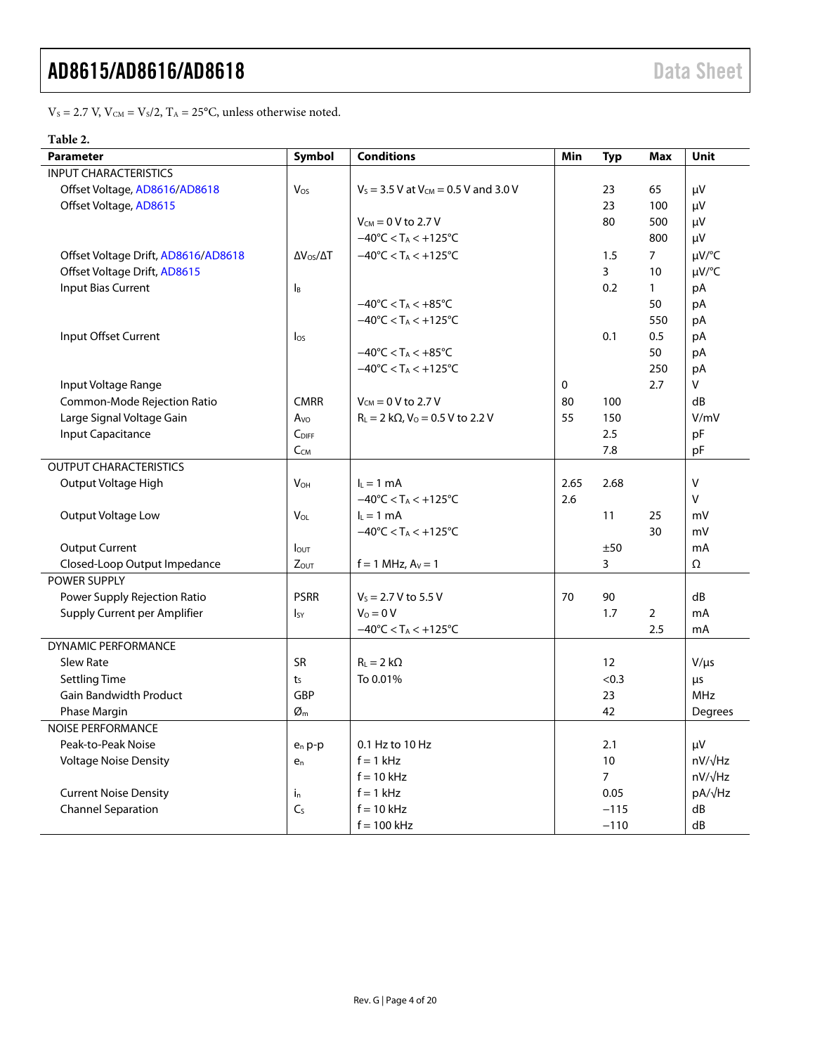$V_S$ = 2.7 V, $V_{CM}$ = $V_S$/2, $T_A$ = 25°C, unless otherwise noted.

**Table 2.**

| Parameter | Symbol | Conditions | Min | Typ | Max | Unit |
|---|---|---|---|---|---|---|
| INPUT CHARACTERISTICS | | | | | | |
| Offset Voltage, AD8616/AD8618 | $V_{OS}$ | $V_S$ = 3.5 V at $V_{CM}$ = 0.5 V and 3.0 V | | 23 | 65 | μV |
| Offset Voltage, AD8615 | | | | 23 | 100 | μV |
| | | $V_{CM}$ = 0 V to 2.7 V | | 80 | 500 | μV |
| | | −40°C < $T_A$ < +125°C | | | 800 | μV |
| Offset Voltage Drift, AD8616/AD8618 | $\Delta V_{OS}/\Delta T$ | −40°C < $T_A$ < +125°C | | 1.5 | 7 | μV/°C |
| Offset Voltage Drift, AD8615 | | | | 3 | 10 | μV/°C |
| Input Bias Current | $I_B$ | | | 0.2 | 1 | pA |
| | | −40°C < $T_A$ < +85°C | | | 50 | pA |
| | | −40°C < $T_A$ < +125°C | | | 550 | pA |
| Input Offset Current | $I_{OS}$ | | | 0.1 | 0.5 | pA |
| | | −40°C < $T_A$ < +85°C | | | 50 | pA |
| | | −40°C < $T_A$ < +125°C | | | 250 | pA |
| Input Voltage Range | | | 0 | | 2.7 | V |
| Common-Mode Rejection Ratio | CMRR | $V_{CM}$ = 0 V to 2.7 V | 80 | 100 | | dB |
| Large Signal Voltage Gain | $A_{VO}$ | $R_L$ = 2 kΩ, $V_O$ = 0.5 V to 2.2 V | 55 | 150 | | V/mV |
| Input Capacitance | $C_{DIFF}$ | | | 2.5 | | pF |
| | $C_{CM}$ | | | 7.8 | | pF |
| OUTPUT CHARACTERISTICS | | | | | | |
| Output Voltage High | $V_{OH}$ | $I_L$ = 1 mA | 2.65 | 2.68 | | V |
| | | −40°C < $T_A$ < +125°C | 2.6 | | | V |
| Output Voltage Low | $V_{OL}$ | $I_L$ = 1 mA | | 11 | 25 | mV |
| | | −40°C < $T_A$ < +125°C | | | 30 | mV |
| Output Current | $I_{OUT}$ | | | ±50 | | mA |
| Closed-Loop Output Impedance | $Z_{OUT}$ | f = 1 MHz, $A_V$ = 1 | | 3 | | Ω |
| POWER SUPPLY | | | | | | |
| Power Supply Rejection Ratio | PSRR | $V_S$ = 2.7 V to 5.5 V | 70 | 90 | | dB |
| Supply Current per Amplifier | $I_{SY}$ | $V_O$ = 0 V | | 1.7 | 2 | mA |
| | | −40°C < $T_A$ < +125°C | | | 2.5 | mA |
| DYNAMIC PERFORMANCE | | | | | | |
| Slew Rate | SR | $R_L$ = 2 kΩ | | 12 | | V/μs |
| Settling Time | $t_S$ | To 0.01% | | <0.3 | | μs |
| Gain Bandwidth Product | GBP | | | 23 | | MHz |
| Phase Margin | $Ø_m$ | | | 42 | | Degrees |
| NOISE PERFORMANCE | | | | | | |
| Peak-to-Peak Noise | $e_n$ p-p | 0.1 Hz to 10 Hz | | 2.1 | | μV |
| Voltage Noise Density | $e_n$ | f = 1 kHz | | 10 | | nV/√Hz |
| | | f = 10 kHz | | 7 | | nV/√Hz |
| Current Noise Density | $i_n$ | f = 1 kHz | | 0.05 | | pA/√Hz |
| Channel Separation | $C_S$ | f = 10 kHz | | −115 | | dB |
| | | f = 100 kHz | | −110 | | dB |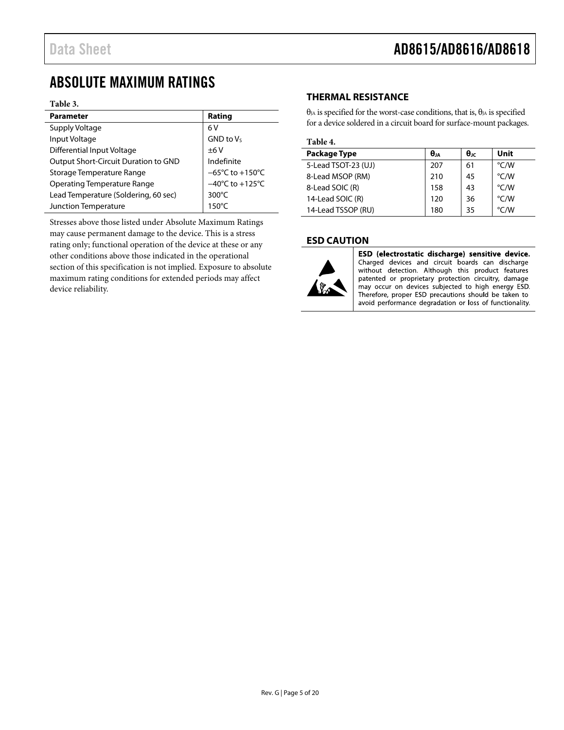## ABSOLUTE MAXIMUM RATINGS

**Table 3.**

| Parameter | Rating |
|---|---|
| Supply Voltage | 6 V |
| Input Voltage | GND to $V_S$ |
| Differential Input Voltage | ±6 V |
| Output Short-Circuit Duration to GND | Indefinite |
| Storage Temperature Range | −65°C to +150°C |
| Operating Temperature Range | −40°C to +125°C |
| Lead Temperature (Soldering, 60 sec) | 300°C |
| Junction Temperature | 150°C |

Stresses above those listed under Absolute Maximum Ratings may cause permanent damage to the device. This is a stress rating only; functional operation of the device at these or any other conditions above those indicated in the operational section of this specification is not implied. Exposure to absolute maximum rating conditions for extended periods may affect device reliability.

### THERMAL RESISTANCE

$\theta_{JA}$ is specified for the worst-case conditions, that is, $\theta_{JA}$ is specified for a device soldered in a circuit board for surface-mount packages.

**Table 4.**

| Package Type | $\theta_{JA}$ | $\theta_{JC}$ | Unit |
|---|---|---|---|
| 5-Lead TSOT-23 (UJ) | 207 | 61 | °C/W |
| 8-Lead MSOP (RM) | 210 | 45 | °C/W |
| 8-Lead SOIC (R) | 158 | 43 | °C/W |
| 14-Lead SOIC (R) | 120 | 36 | °C/W |
| 14-Lead TSSOP (RU) | 180 | 35 | °C/W |

### ESD CAUTION

**ESD (electrostatic discharge) sensitive device.** Charged devices and circuit boards can discharge without detection. Although this product features patented or proprietary protection circuitry, damage may occur on devices subjected to high energy ESD. Therefore, proper ESD precautions should be taken to avoid performance degradation or loss of functionality.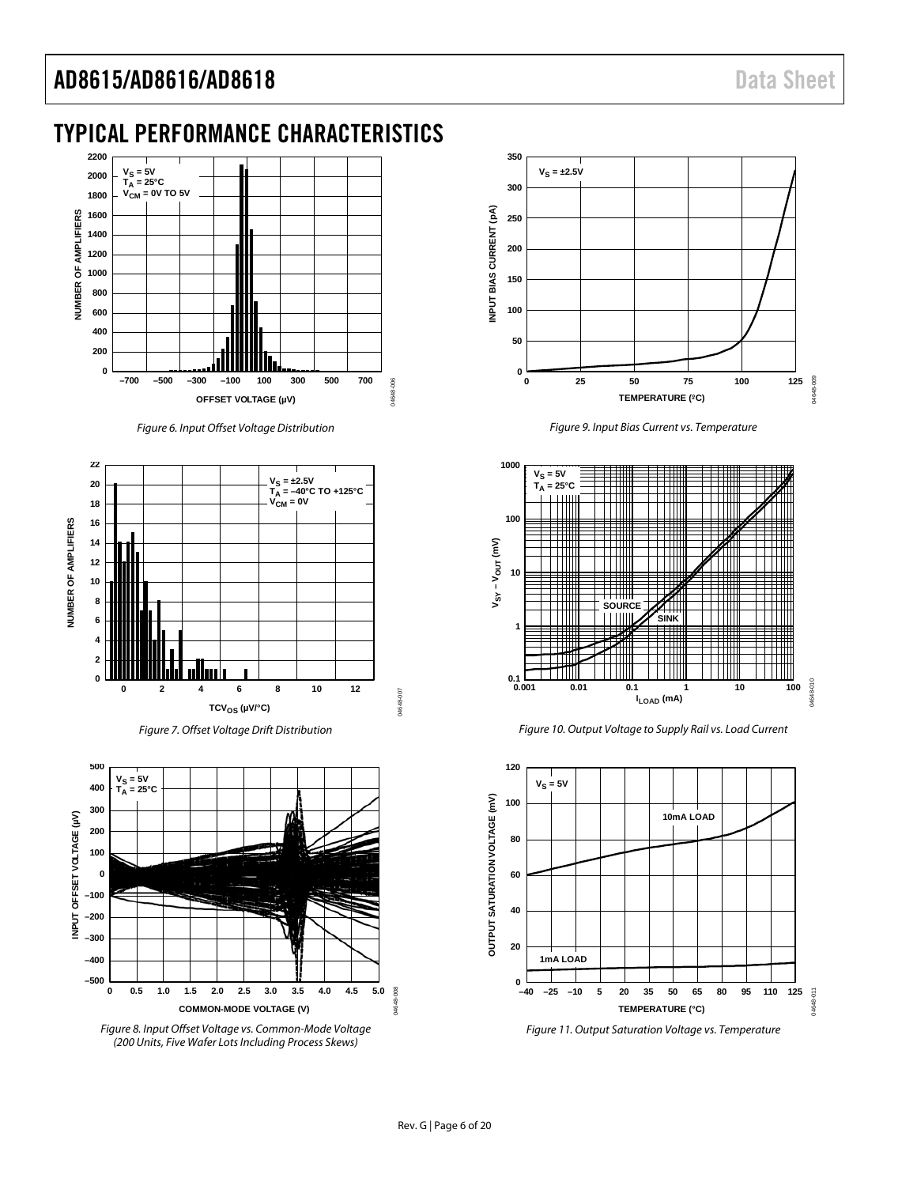# TYPICAL PERFORMANCE CHARACTERISTICS

Figure 6. Input Offset Voltage Distribution

Figure 7. Offset Voltage Drift Distribution

Figure 8. Input Offset Voltage vs. Common-Mode Voltage (200 Units, Five Wafer Lots Including Process Skews)

Figure 9. Input Bias Current vs. Temperature

Figure 10. Output Voltage to Supply Rail vs. Load Current

Figure 11. Output Saturation Voltage vs. Temperature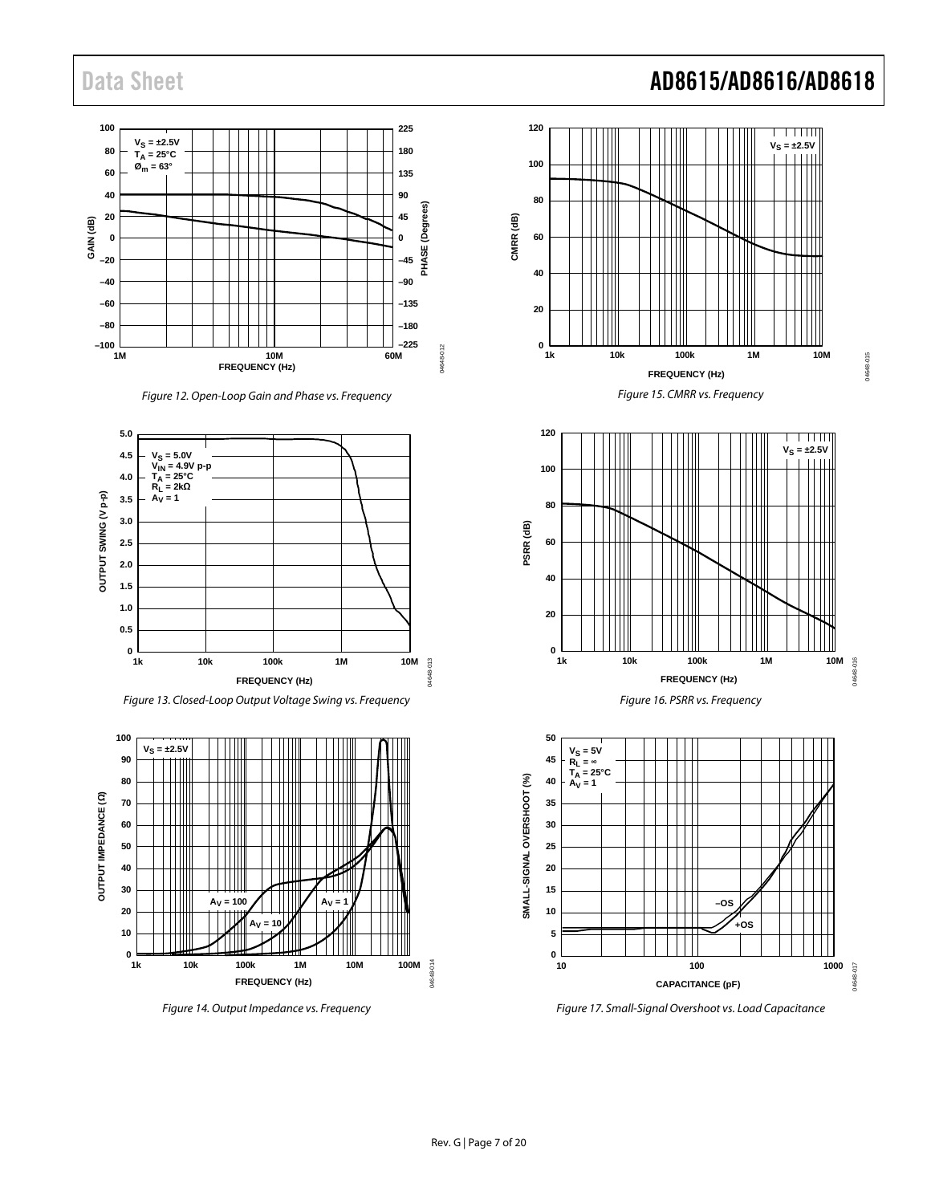Figure 12. Open-Loop Gain and Phase vs. Frequency

Figure 13. Closed-Loop Output Voltage Swing vs. Frequency

Figure 14. Output Impedance vs. Frequency

Figure 15. CMRR vs. Frequency

Figure 16. PSRR vs. Frequency

Figure 17. Small-Signal Overshoot vs. Load Capacitance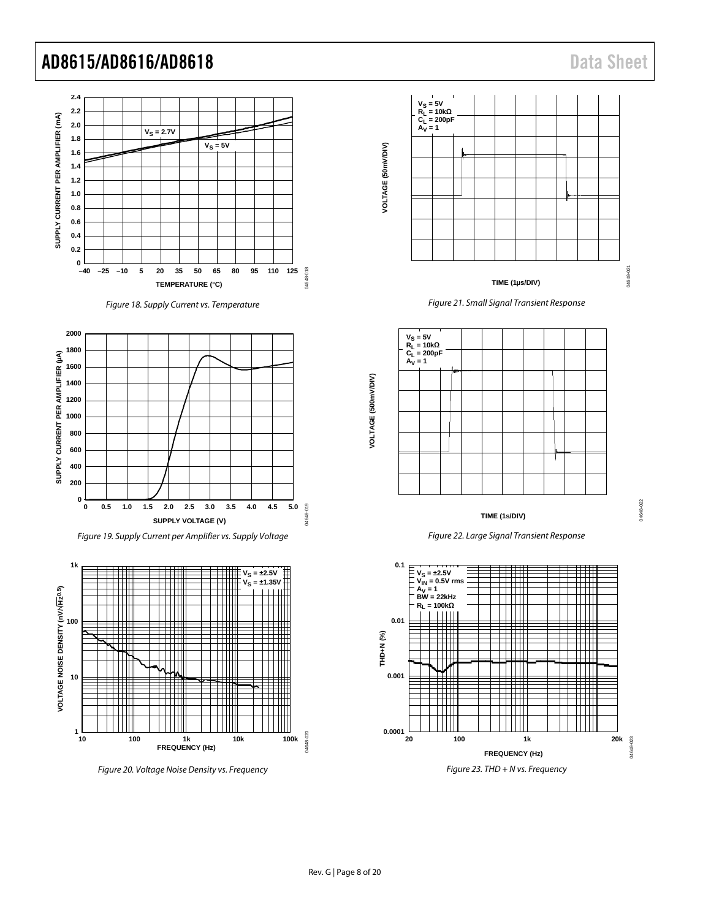Figure 18. Supply Current vs. Temperature

Figure 19. Supply Current per Amplifier vs. Supply Voltage

Figure 20. Voltage Noise Density vs. Frequency

Figure 21. Small Signal Transient Response

Figure 22. Large Signal Transient Response

Figure 23. THD + N vs. Frequency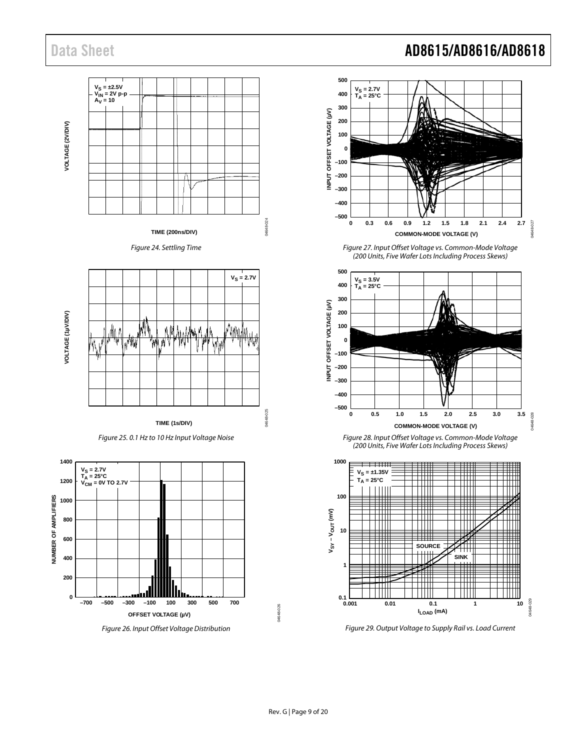Figure 24. Settling Time

Figure 25. 0.1 Hz to 10 Hz Input Voltage Noise

Figure 26. Input Offset Voltage Distribution

Figure 27. Input Offset Voltage vs. Common-Mode Voltage (200 Units, Five Wafer Lots Including Process Skews)

Figure 28. Input Offset Voltage vs. Common-Mode Voltage (200 Units, Five Wafer Lots Including Process Skews)

Figure 29. Output Voltage to Supply Rail vs. Load Current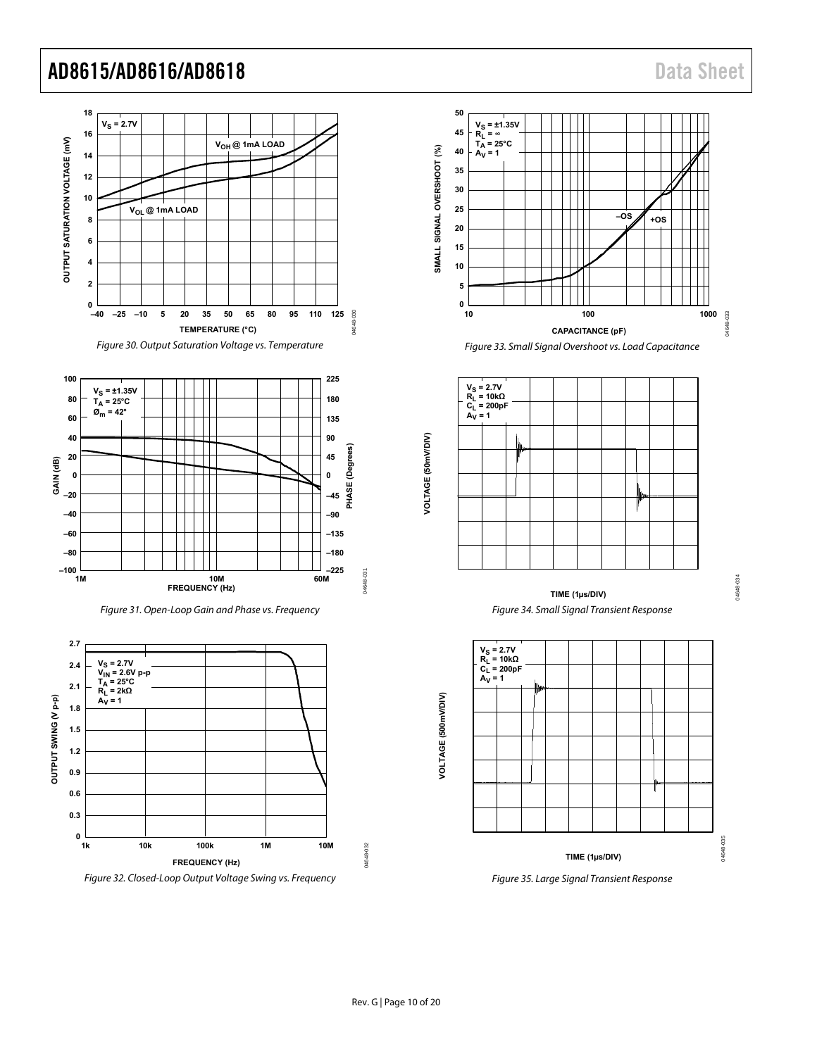Figure 30. Output Saturation Voltage vs. Temperature

Figure 31. Open-Loop Gain and Phase vs. Frequency

Figure 32. Closed-Loop Output Voltage Swing vs. Frequency

Figure 33. Small Signal Overshoot vs. Load Capacitance

Figure 34. Small Signal Transient Response

Figure 35. Large Signal Transient Response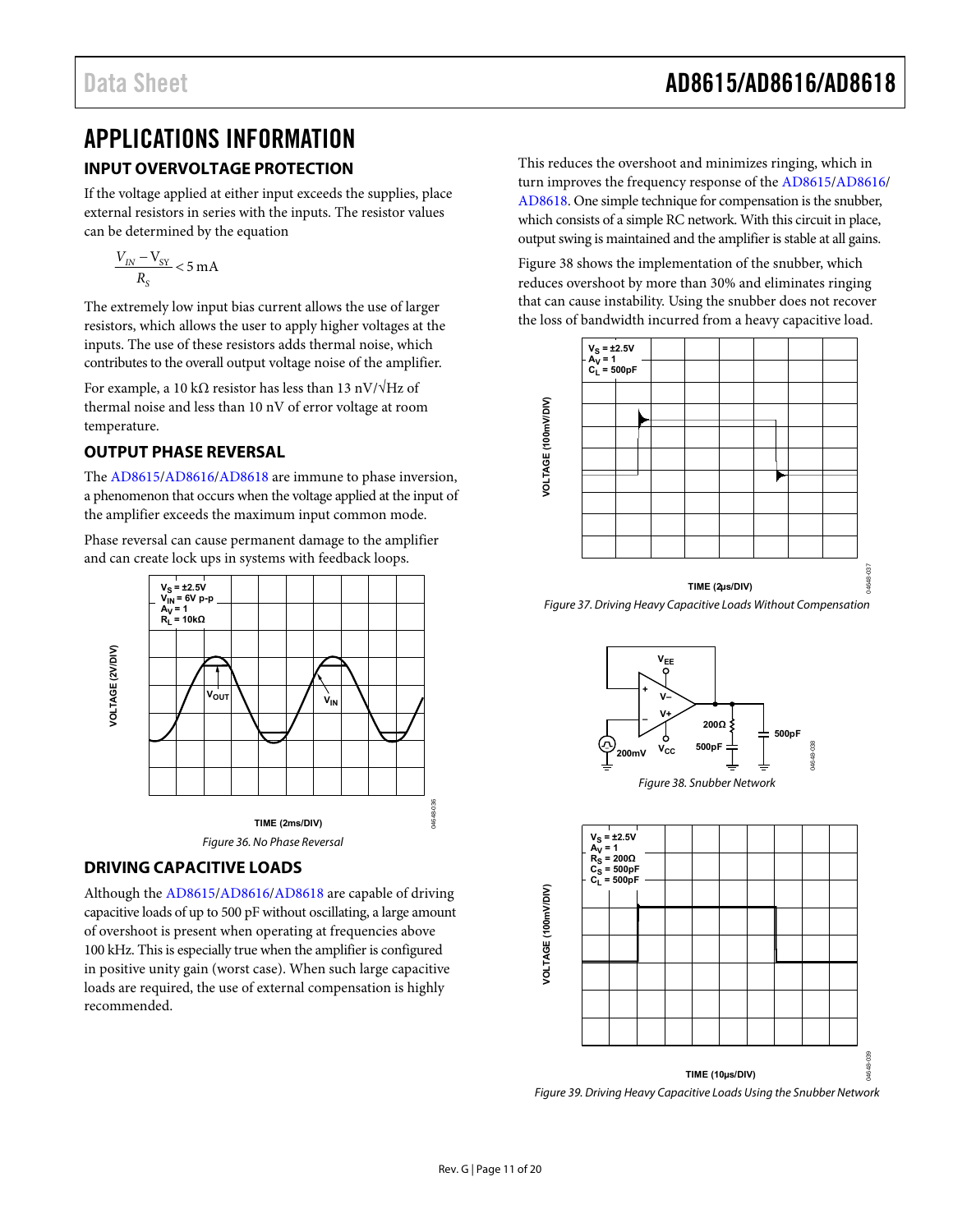## APPLICATIONS INFORMATION

### INPUT OVERVOLTAGE PROTECTION

If the voltage applied at either input exceeds the supplies, place external resistors in series with the inputs. The resistor values can be determined by the equation

$$\frac{V_{IN} - V_{SY}}{R_S} < 5\text{ mA}$$

The extremely low input bias current allows the use of larger resistors, which allows the user to apply higher voltages at the inputs. The use of these resistors adds thermal noise, which contributes to the overall output voltage noise of the amplifier.

For example, a 10 kΩ resistor has less than 13 nV/√Hz of thermal noise and less than 10 nV of error voltage at room temperature.

### OUTPUT PHASE REVERSAL

The AD8615/AD8616/AD8618 are immune to phase inversion, a phenomenon that occurs when the voltage applied at the input of the amplifier exceeds the maximum input common mode.

Phase reversal can cause permanent damage to the amplifier and can create lock ups in systems with feedback loops.

*Figure 36. No Phase Reversal*

### DRIVING CAPACITIVE LOADS

Although the AD8615/AD8616/AD8618 are capable of driving capacitive loads of up to 500 pF without oscillating, a large amount of overshoot is present when operating at frequencies above 100 kHz. This is especially true when the amplifier is configured in positive unity gain (worst case). When such large capacitive loads are required, the use of external compensation is highly recommended.

This reduces the overshoot and minimizes ringing, which in turn improves the frequency response of the AD8615/AD8616/AD8618. One simple technique for compensation is the snubber, which consists of a simple RC network. With this circuit in place, output swing is maintained and the amplifier is stable at all gains.

Figure 38 shows the implementation of the snubber, which reduces overshoot by more than 30% and eliminates ringing that can cause instability. Using the snubber does not recover the loss of bandwidth incurred from a heavy capacitive load.

*Figure 37. Driving Heavy Capacitive Loads Without Compensation*

*Figure 38. Snubber Network*

*Figure 39. Driving Heavy Capacitive Loads Using the Snubber Network*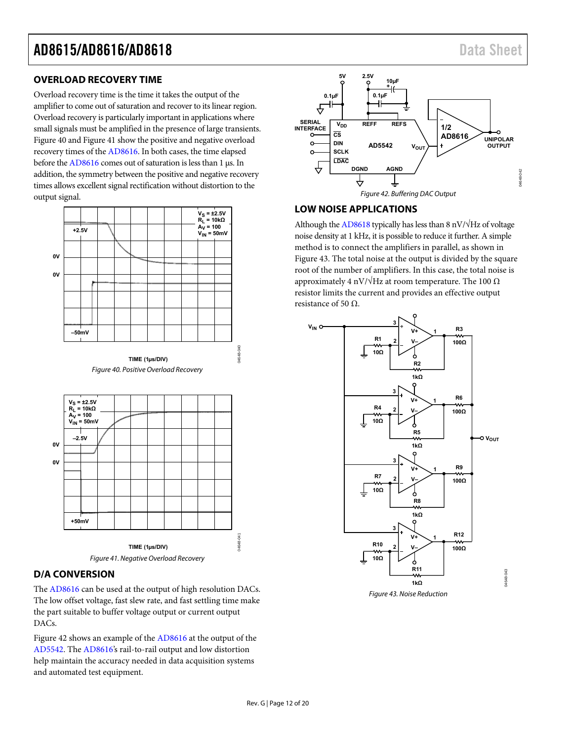## OVERLOAD RECOVERY TIME

Overload recovery time is the time it takes the output of the amplifier to come out of saturation and recover to its linear region. Overload recovery is particularly important in applications where small signals must be amplified in the presence of large transients. Figure 40 and Figure 41 show the positive and negative overload recovery times of the AD8616. In both cases, the time elapsed before the AD8616 comes out of saturation is less than 1 µs. In addition, the symmetry between the positive and negative recovery times allows excellent signal rectification without distortion to the output signal.

Figure 40. Positive Overload Recovery

Figure 41. Negative Overload Recovery

## D/A CONVERSION

The AD8616 can be used at the output of high resolution DACs. The low offset voltage, fast slew rate, and fast settling time make the part suitable to buffer voltage output or current output DACs.

Figure 42 shows an example of the AD8616 at the output of the AD5542. The AD8616's rail-to-rail output and low distortion help maintain the accuracy needed in data acquisition systems and automated test equipment.

Figure 42. Buffering DAC Output

## LOW NOISE APPLICATIONS

Although the AD8618 typically has less than 8 nV/√Hz of voltage noise density at 1 kHz, it is possible to reduce it further. A simple method is to connect the amplifiers in parallel, as shown in Figure 43. The total noise at the output is divided by the square root of the number of amplifiers. In this case, the total noise is approximately 4 nV/√Hz at room temperature. The 100 Ω resistor limits the current and provides an effective output resistance of 50 Ω.

Figure 43. Noise Reduction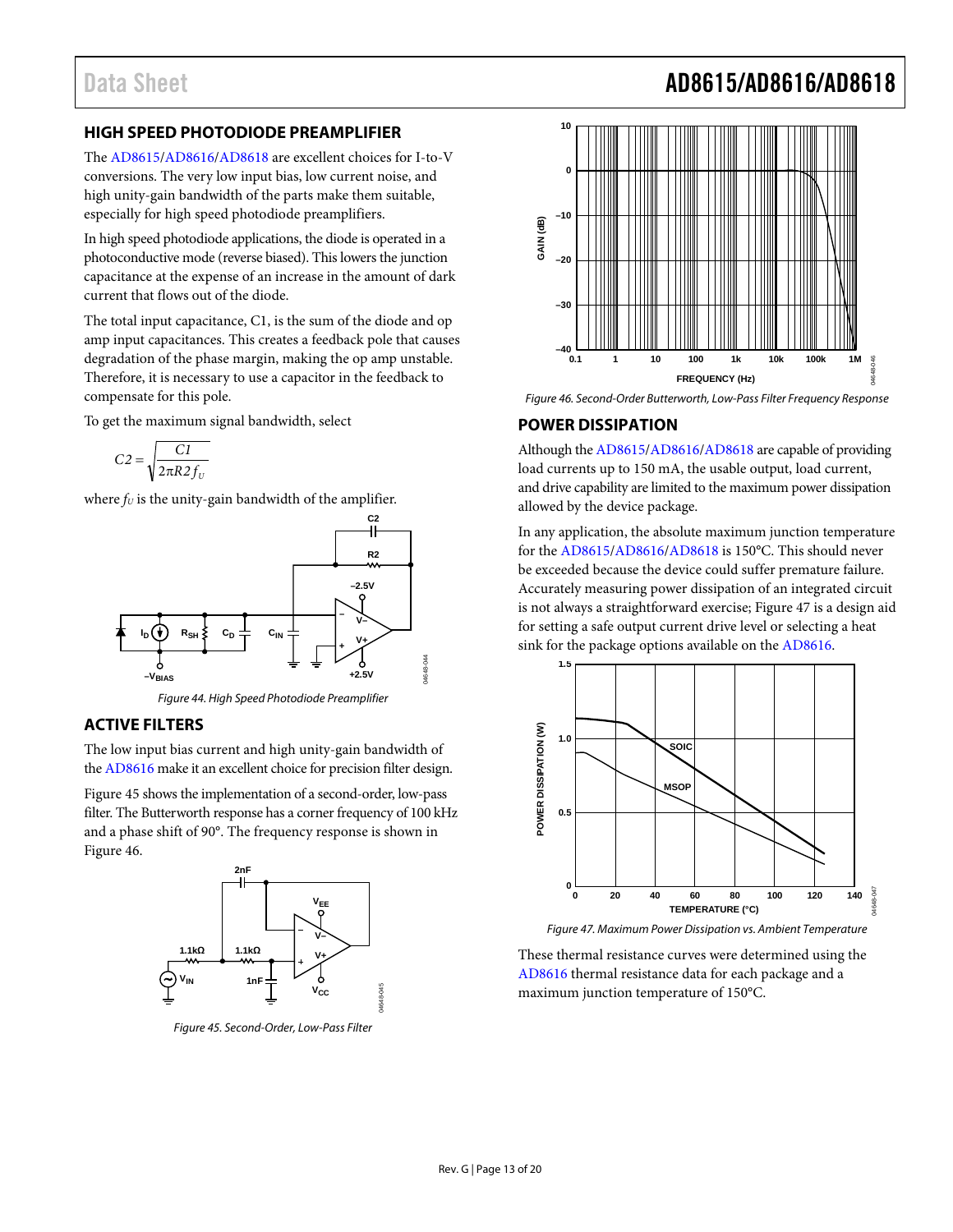## HIGH SPEED PHOTODIODE PREAMPLIFIER

The AD8615/AD8616/AD8618 are excellent choices for I-to-V conversions. The very low input bias, low current noise, and high unity-gain bandwidth of the parts make them suitable, especially for high speed photodiode preamplifiers.

In high speed photodiode applications, the diode is operated in a photoconductive mode (reverse biased). This lowers the junction capacitance at the expense of an increase in the amount of dark current that flows out of the diode.

The total input capacitance, C1, is the sum of the diode and op amp input capacitances. This creates a feedback pole that causes degradation of the phase margin, making the op amp unstable. Therefore, it is necessary to use a capacitor in the feedback to compensate for this pole.

To get the maximum signal bandwidth, select

$$C2 = \sqrt{\frac{C1}{2\pi R2 f_U}}$$

where $f_U$ is the unity-gain bandwidth of the amplifier.

Figure 44. High Speed Photodiode Preamplifier

## ACTIVE FILTERS

The low input bias current and high unity-gain bandwidth of the AD8616 make it an excellent choice for precision filter design.

Figure 45 shows the implementation of a second-order, low-pass filter. The Butterworth response has a corner frequency of 100 kHz and a phase shift of 90°. The frequency response is shown in Figure 46.

Figure 45. Second-Order, Low-Pass Filter

Figure 46. Second-Order Butterworth, Low-Pass Filter Frequency Response

## POWER DISSIPATION

Although the AD8615/AD8616/AD8618 are capable of providing load currents up to 150 mA, the usable output, load current, and drive capability are limited to the maximum power dissipation allowed by the device package.

In any application, the absolute maximum junction temperature for the AD8615/AD8616/AD8618 is 150°C. This should never be exceeded because the device could suffer premature failure. Accurately measuring power dissipation of an integrated circuit is not always a straightforward exercise; Figure 47 is a design aid for setting a safe output current drive level or selecting a heat sink for the package options available on the AD8616.

Figure 47. Maximum Power Dissipation vs. Ambient Temperature

These thermal resistance curves were determined using the AD8616 thermal resistance data for each package and a maximum junction temperature of 150°C.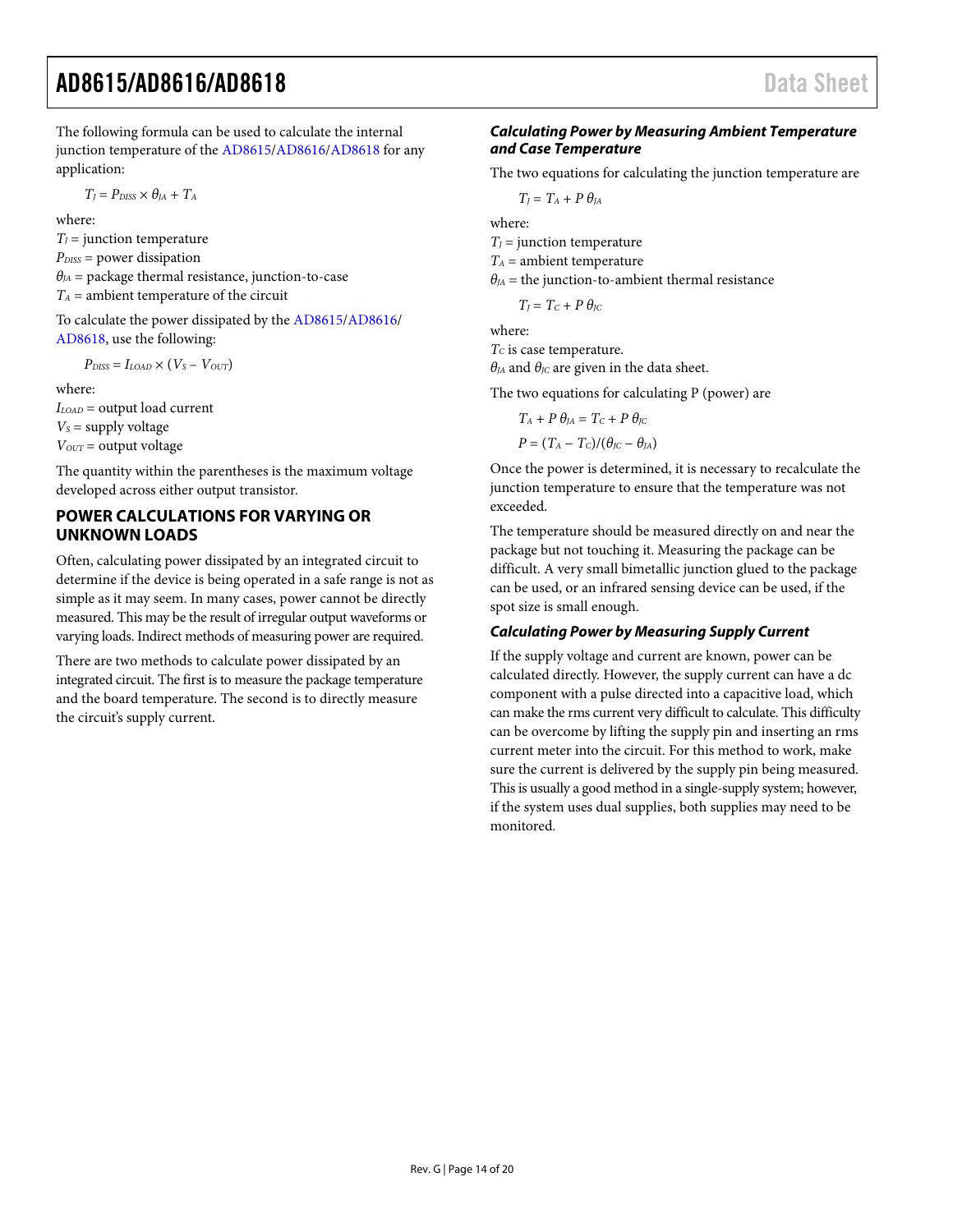The following formula can be used to calculate the internal junction temperature of the AD8615/AD8616/AD8618 for any application:

$$T_J = P_{DISS} \times \theta_{JA} + T_A$$

where:
$T_J$ = junction temperature
$P_{DISS}$ = power dissipation
$\theta_{JA}$ = package thermal resistance, junction-to-case
$T_A$ = ambient temperature of the circuit

To calculate the power dissipated by the AD8615/AD8616/AD8618, use the following:

$$P_{DISS} = I_{LOAD} \times (V_S - V_{OUT})$$

where:
$I_{LOAD}$ = output load current
$V_S$ = supply voltage
$V_{OUT}$ = output voltage

The quantity within the parentheses is the maximum voltage developed across either output transistor.

## POWER CALCULATIONS FOR VARYING OR UNKNOWN LOADS

Often, calculating power dissipated by an integrated circuit to determine if the device is being operated in a safe range is not as simple as it may seem. In many cases, power cannot be directly measured. This may be the result of irregular output waveforms or varying loads. Indirect methods of measuring power are required.

There are two methods to calculate power dissipated by an integrated circuit. The first is to measure the package temperature and the board temperature. The second is to directly measure the circuit's supply current.

### *Calculating Power by Measuring Ambient Temperature and Case Temperature*

The two equations for calculating the junction temperature are

$$T_J = T_A + P\,\theta_{JA}$$

where:
$T_J$ = junction temperature
$T_A$ = ambient temperature
$\theta_{JA}$ = the junction-to-ambient thermal resistance

$$T_J = T_C + P\,\theta_{JC}$$

where:
$T_C$ is case temperature.
$\theta_{JA}$ and $\theta_{JC}$ are given in the data sheet.

The two equations for calculating P (power) are

$$T_A + P\,\theta_{JA} = T_C + P\,\theta_{JC}$$

$$P = (T_A - T_C)/(\theta_{JC} - \theta_{JA})$$

Once the power is determined, it is necessary to recalculate the junction temperature to ensure that the temperature was not exceeded.

The temperature should be measured directly on and near the package but not touching it. Measuring the package can be difficult. A very small bimetallic junction glued to the package can be used, or an infrared sensing device can be used, if the spot size is small enough.

### *Calculating Power by Measuring Supply Current*

If the supply voltage and current are known, power can be calculated directly. However, the supply current can have a dc component with a pulse directed into a capacitive load, which can make the rms current very difficult to calculate. This difficulty can be overcome by lifting the supply pin and inserting an rms current meter into the circuit. For this method to work, make sure the current is delivered by the supply pin being measured. This is usually a good method in a single-supply system; however, if the system uses dual supplies, both supplies may need to be monitored.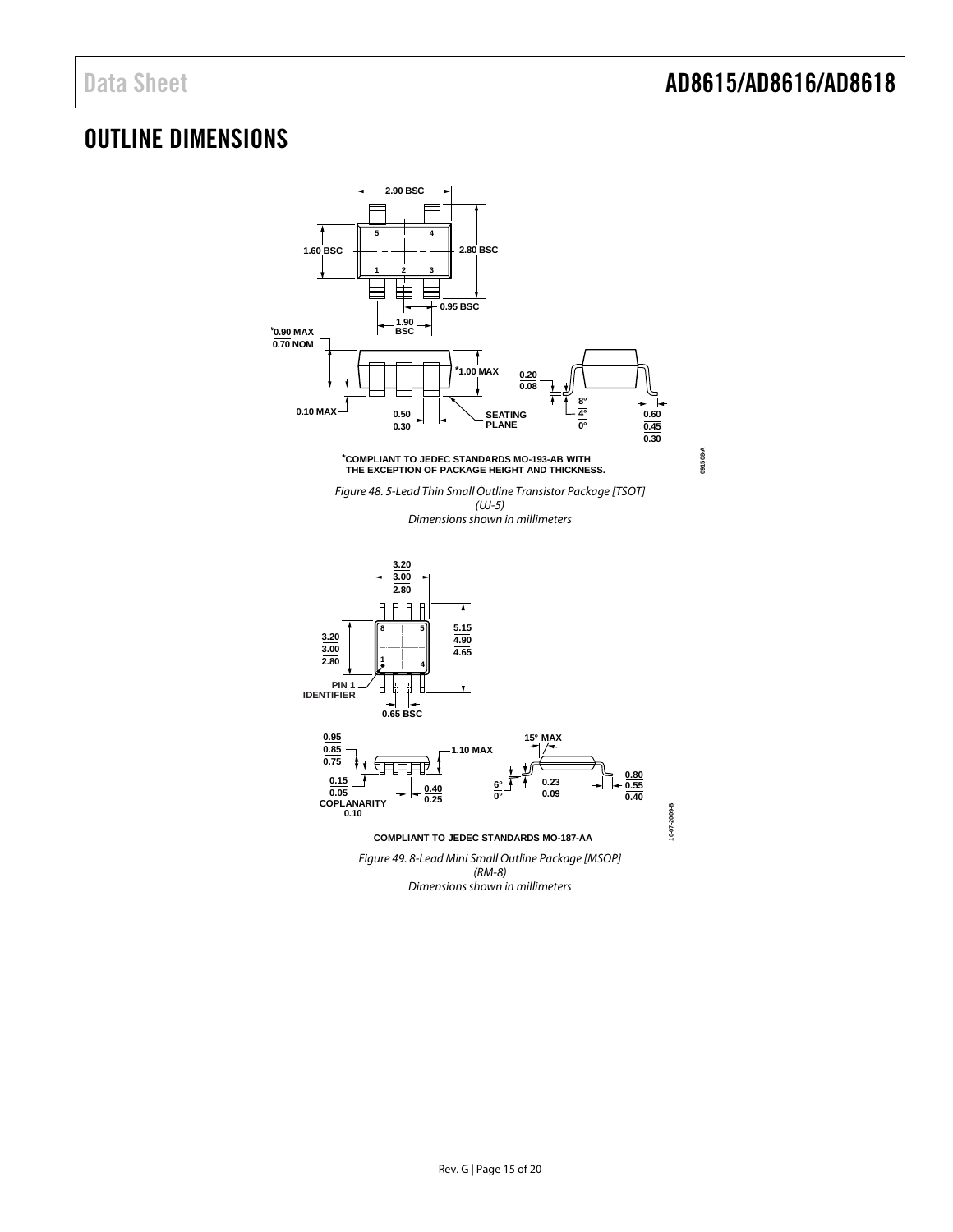# OUTLINE DIMENSIONS

*COMPLIANT TO JEDEC STANDARDS MO-193-AB WITH THE EXCEPTION OF PACKAGE HEIGHT AND THICKNESS.

*Figure 48. 5-Lead Thin Small Outline Transistor Package [TSOT] (UJ-5)*
*Dimensions shown in millimeters*

COMPLIANT TO JEDEC STANDARDS MO-187-AA

*Figure 49. 8-Lead Mini Small Outline Package [MSOP] (RM-8)*
*Dimensions shown in millimeters*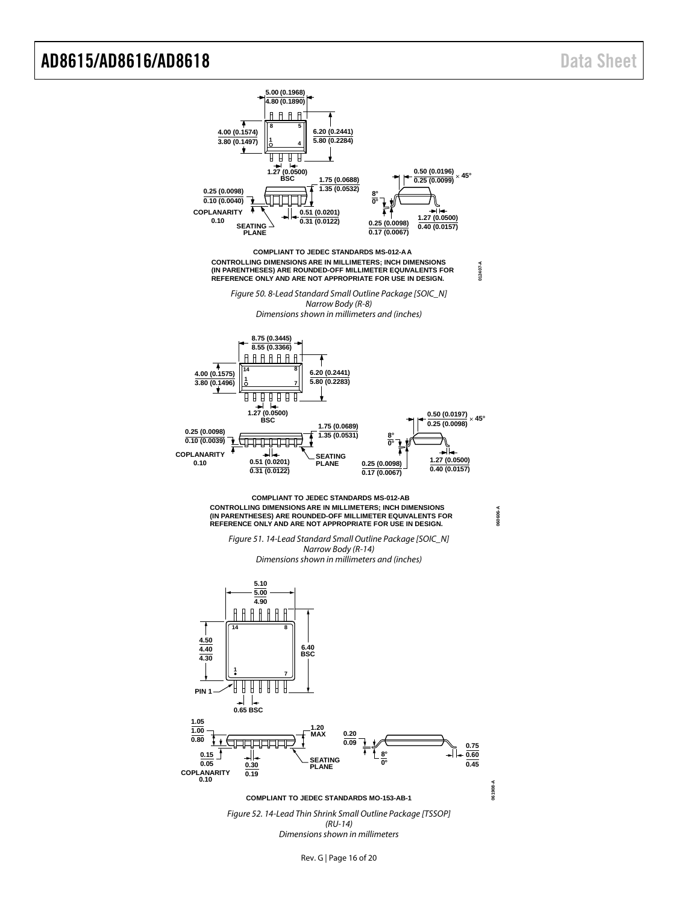COMPLIANT TO JEDEC STANDARDS MS-012-AA

CONTROLLING DIMENSIONS ARE IN MILLIMETERS; INCH DIMENSIONS (IN PARENTHESES) ARE ROUNDED-OFF MILLIMETER EQUIVALENTS FOR REFERENCE ONLY AND ARE NOT APPROPRIATE FOR USE IN DESIGN.

*Figure 50. 8-Lead Standard Small Outline Package [SOIC_N] Narrow Body (R-8) Dimensions shown in millimeters and (inches)*

COMPLIANT TO JEDEC STANDARDS MS-012-AB

CONTROLLING DIMENSIONS ARE IN MILLIMETERS; INCH DIMENSIONS (IN PARENTHESES) ARE ROUNDED-OFF MILLIMETER EQUIVALENTS FOR REFERENCE ONLY AND ARE NOT APPROPRIATE FOR USE IN DESIGN.

*Figure 51. 14-Lead Standard Small Outline Package [SOIC_N] Narrow Body (R-14) Dimensions shown in millimeters and (inches)*

COMPLIANT TO JEDEC STANDARDS MO-153-AB-1

*Figure 52. 14-Lead Thin Shrink Small Outline Package [TSSOP] (RU-14) Dimensions shown in millimeters*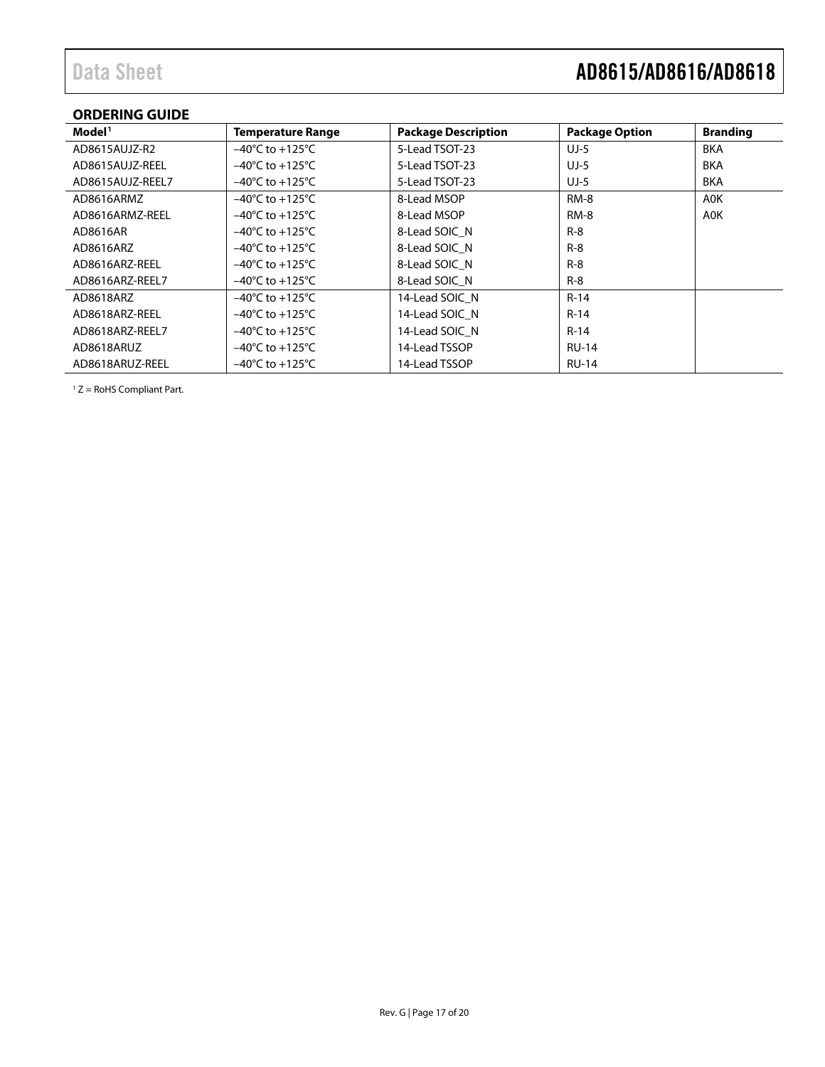## ORDERING GUIDE

| Model[1] | Temperature Range | Package Description | Package Option | Branding |
|---|---|---|---|---|
| AD8615AUJZ-R2 | –40°C to +125°C | 5-Lead TSOT-23 | UJ-5 | BKA |
| AD8615AUJZ-REEL | –40°C to +125°C | 5-Lead TSOT-23 | UJ-5 | BKA |
| AD8615AUJZ-REEL7 | –40°C to +125°C | 5-Lead TSOT-23 | UJ-5 | BKA |
| AD8616ARMZ | –40°C to +125°C | 8-Lead MSOP | RM-8 | A0K |
| AD8616ARMZ-REEL | –40°C to +125°C | 8-Lead MSOP | RM-8 | A0K |
| AD8616AR | –40°C to +125°C | 8-Lead SOIC_N | R-8 | |
| AD8616ARZ | –40°C to +125°C | 8-Lead SOIC_N | R-8 | |
| AD8616ARZ-REEL | –40°C to +125°C | 8-Lead SOIC_N | R-8 | |
| AD8616ARZ-REEL7 | –40°C to +125°C | 8-Lead SOIC_N | R-8 | |
| AD8618ARZ | –40°C to +125°C | 14-Lead SOIC_N | R-14 | |
| AD8618ARZ-REEL | –40°C to +125°C | 14-Lead SOIC_N | R-14 | |
| AD8618ARZ-REEL7 | –40°C to +125°C | 14-Lead SOIC_N | R-14 | |
| AD8618ARUZ | –40°C to +125°C | 14-Lead TSSOP | RU-14 | |
| AD8618ARUZ-REEL | –40°C to +125°C | 14-Lead TSSOP | RU-14 | |

[1] Z = RoHS Compliant Part.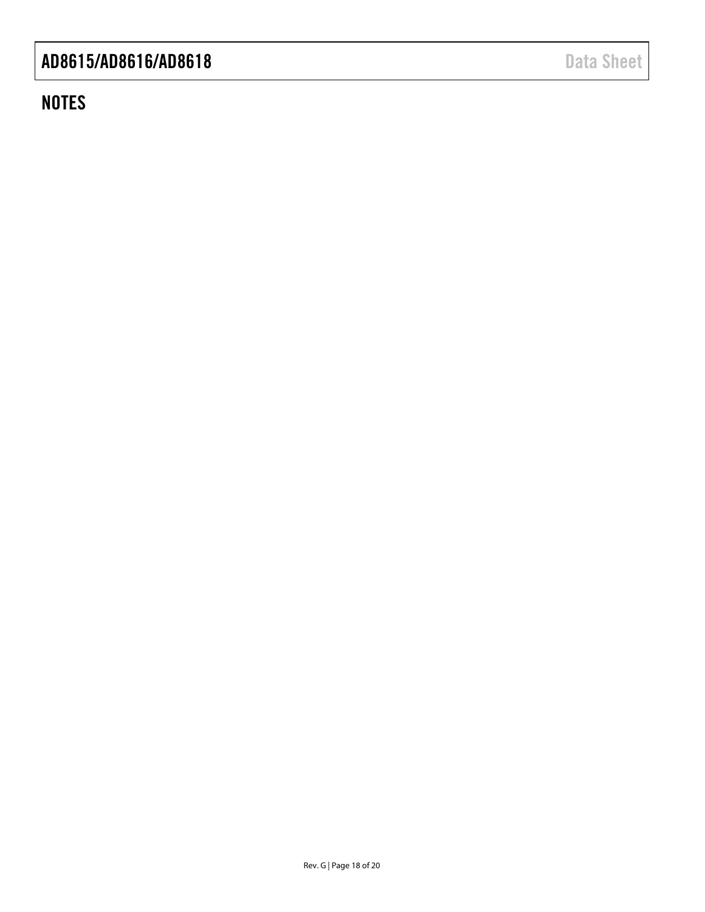## NOTES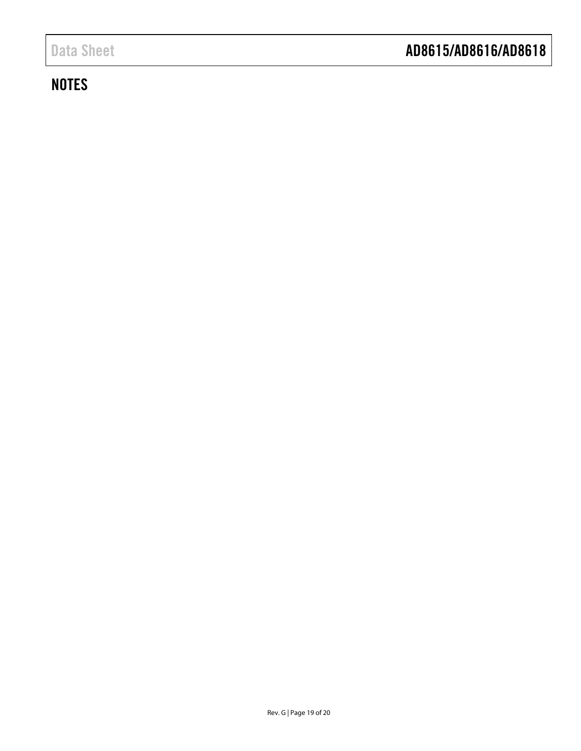## NOTES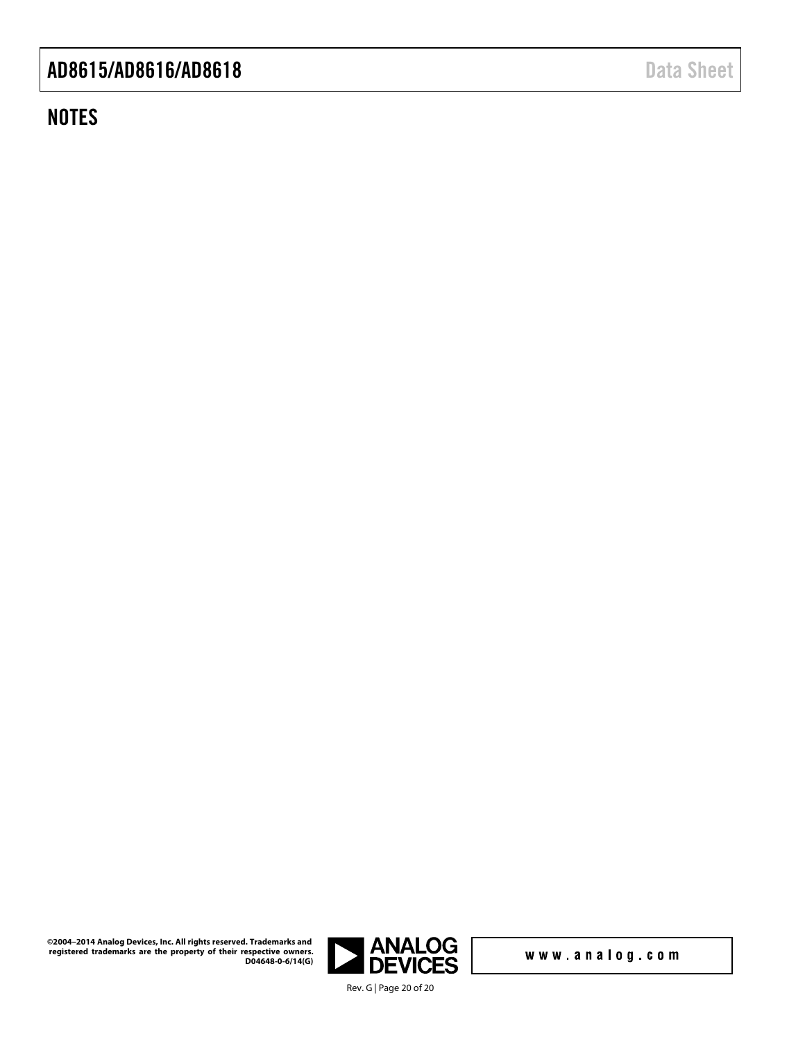## NOTES

©2004–2014 Analog Devices, Inc. All rights reserved. Trademarks and registered trademarks are the property of their respective owners.
D04648-0-6/14(G)

www.analog.com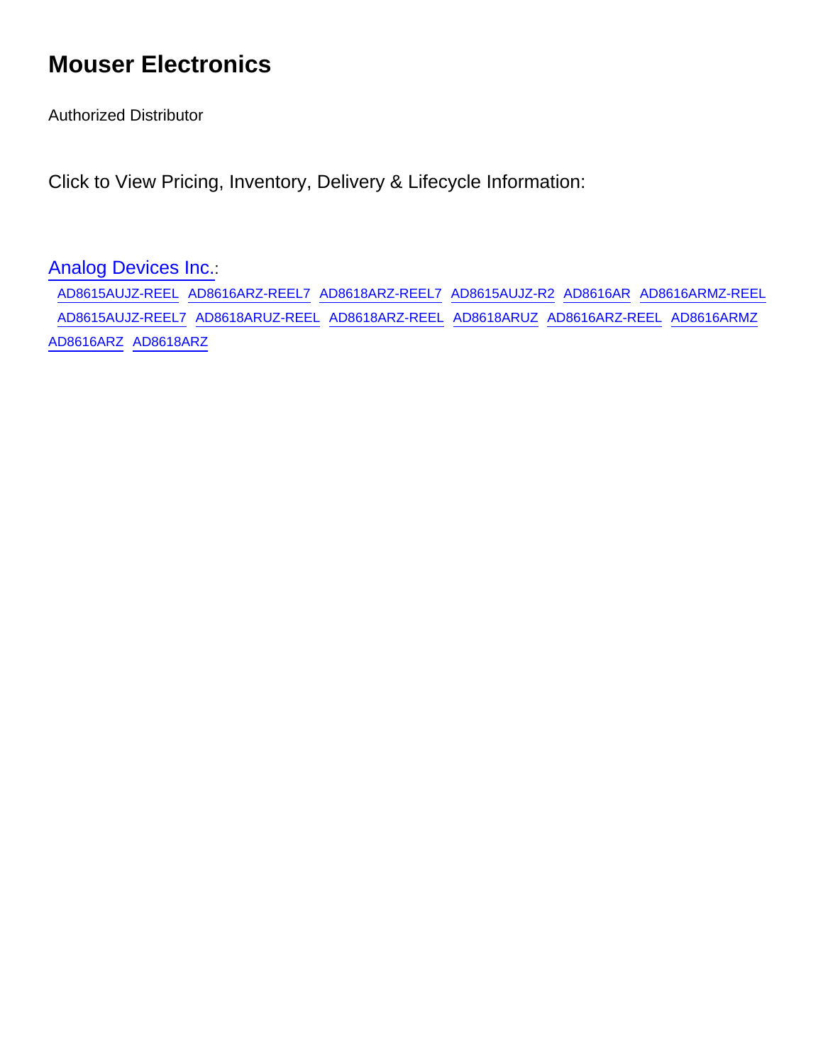# Mouser Electronics

Authorized Distributor

Click to View Pricing, Inventory, Delivery & Lifecycle Information:

Analog Devices Inc.:

AD8615AUJZ-REEL AD8616ARZ-REEL7 AD8618ARZ-REEL7 AD8615AUJZ-R2 AD8616AR AD8616ARMZ-REEL AD8615AUJZ-REEL7 AD8618ARUZ-REEL AD8618ARZ-REEL AD8618ARUZ AD8616ARZ-REEL AD8616ARMZ AD8616ARZ AD8618ARZ